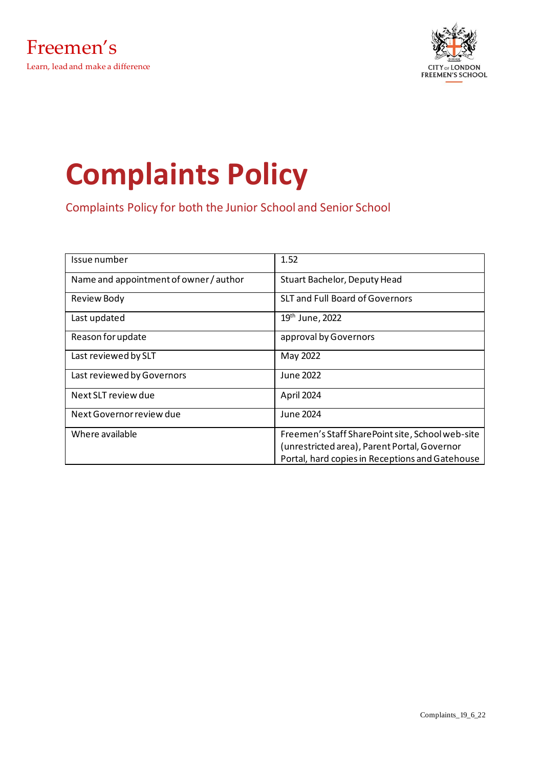Freemen's

Learn, lead and make a difference

CITY OF LONDON FREEMEN'S SCHOOL

# Complaints Policy

## Complaints Policy for both the Junior School and Senior School

| Issue number | 1.52 |
|---|---|
| Name and appointment of owner / author | Stuart Bachelor, Deputy Head |
| Review Body | SLT and Full Board of Governors |
| Last updated | 19th June, 2022 |
| Reason for update | approval by Governors |
| Last reviewed by SLT | May 2022 |
| Last reviewed by Governors | June 2022 |
| Next SLT review due | April 2024 |
| Next Governor review due | June 2024 |
| Where available | Freemen's Staff SharePoint site, School web-site (unrestricted area), Parent Portal, Governor Portal, hard copies in Receptions and Gatehouse |

Complaints_19_6_22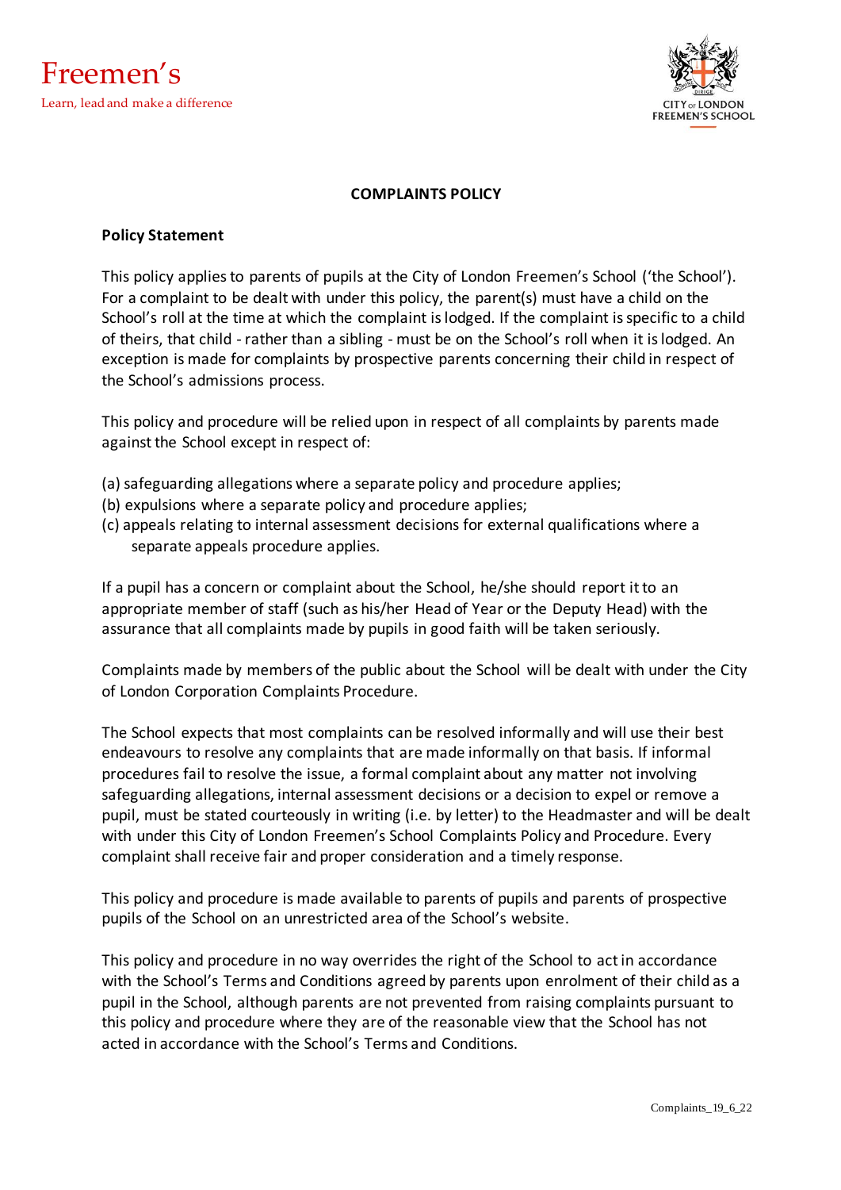# COMPLAINTS POLICY

## Policy Statement

This policy applies to parents of pupils at the City of London Freemen's School ('the School'). For a complaint to be dealt with under this policy, the parent(s) must have a child on the School's roll at the time at which the complaint is lodged. If the complaint is specific to a child of theirs, that child - rather than a sibling - must be on the School's roll when it is lodged. An exception is made for complaints by prospective parents concerning their child in respect of the School's admissions process.

This policy and procedure will be relied upon in respect of all complaints by parents made against the School except in respect of:

(a) safeguarding allegations where a separate policy and procedure applies;
(b) expulsions where a separate policy and procedure applies;
(c) appeals relating to internal assessment decisions for external qualifications where a separate appeals procedure applies.

If a pupil has a concern or complaint about the School, he/she should report it to an appropriate member of staff (such as his/her Head of Year or the Deputy Head) with the assurance that all complaints made by pupils in good faith will be taken seriously.

Complaints made by members of the public about the School will be dealt with under the City of London Corporation Complaints Procedure.

The School expects that most complaints can be resolved informally and will use their best endeavours to resolve any complaints that are made informally on that basis. If informal procedures fail to resolve the issue, a formal complaint about any matter not involving safeguarding allegations, internal assessment decisions or a decision to expel or remove a pupil, must be stated courteously in writing (i.e. by letter) to the Headmaster and will be dealt with under this City of London Freemen's School Complaints Policy and Procedure. Every complaint shall receive fair and proper consideration and a timely response.

This policy and procedure is made available to parents of pupils and parents of prospective pupils of the School on an unrestricted area of the School's website.

This policy and procedure in no way overrides the right of the School to act in accordance with the School's Terms and Conditions agreed by parents upon enrolment of their child as a pupil in the School, although parents are not prevented from raising complaints pursuant to this policy and procedure where they are of the reasonable view that the School has not acted in accordance with the School's Terms and Conditions.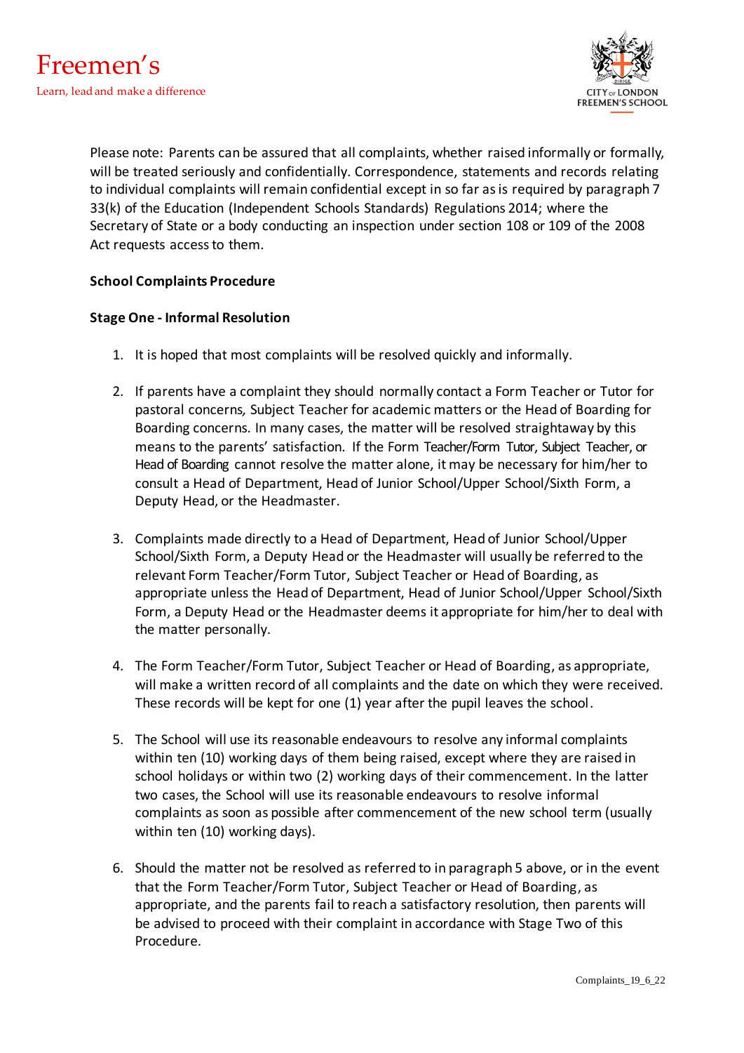Please note: Parents can be assured that all complaints, whether raised informally or formally, will be treated seriously and confidentially. Correspondence, statements and records relating to individual complaints will remain confidential except in so far as is required by paragraph 7 33(k) of the Education (Independent Schools Standards) Regulations 2014; where the Secretary of State or a body conducting an inspection under section 108 or 109 of the 2008 Act requests access to them.

**School Complaints Procedure**

**Stage One - Informal Resolution**

1. It is hoped that most complaints will be resolved quickly and informally.

2. If parents have a complaint they should normally contact a Form Teacher or Tutor for pastoral concerns, Subject Teacher for academic matters or the Head of Boarding for Boarding concerns. In many cases, the matter will be resolved straightaway by this means to the parents' satisfaction. If the Form Teacher/Form Tutor, Subject Teacher, or Head of Boarding cannot resolve the matter alone, it may be necessary for him/her to consult a Head of Department, Head of Junior School/Upper School/Sixth Form, a Deputy Head, or the Headmaster.

3. Complaints made directly to a Head of Department, Head of Junior School/Upper School/Sixth Form, a Deputy Head or the Headmaster will usually be referred to the relevant Form Teacher/Form Tutor, Subject Teacher or Head of Boarding, as appropriate unless the Head of Department, Head of Junior School/Upper School/Sixth Form, a Deputy Head or the Headmaster deems it appropriate for him/her to deal with the matter personally.

4. The Form Teacher/Form Tutor, Subject Teacher or Head of Boarding, as appropriate, will make a written record of all complaints and the date on which they were received. These records will be kept for one (1) year after the pupil leaves the school.

5. The School will use its reasonable endeavours to resolve any informal complaints within ten (10) working days of them being raised, except where they are raised in school holidays or within two (2) working days of their commencement. In the latter two cases, the School will use its reasonable endeavours to resolve informal complaints as soon as possible after commencement of the new school term (usually within ten (10) working days).

6. Should the matter not be resolved as referred to in paragraph 5 above, or in the event that the Form Teacher/Form Tutor, Subject Teacher or Head of Boarding, as appropriate, and the parents fail to reach a satisfactory resolution, then parents will be advised to proceed with their complaint in accordance with Stage Two of this Procedure.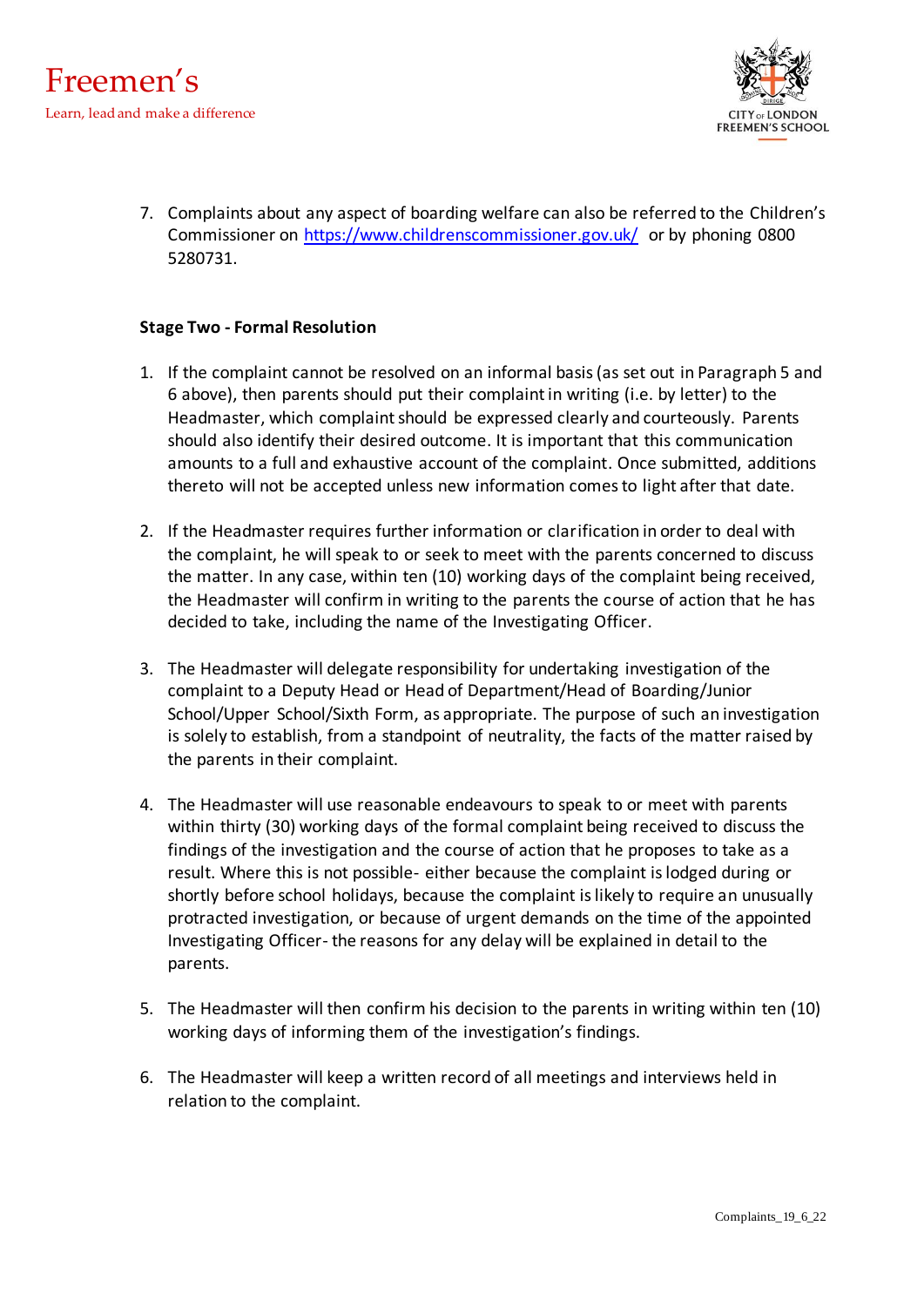7. Complaints about any aspect of boarding welfare can also be referred to the Children's Commissioner on https://www.childrenscommissioner.gov.uk/ or by phoning 0800 5280731.

**Stage Two - Formal Resolution**

1. If the complaint cannot be resolved on an informal basis (as set out in Paragraph 5 and 6 above), then parents should put their complaint in writing (i.e. by letter) to the Headmaster, which complaint should be expressed clearly and courteously. Parents should also identify their desired outcome. It is important that this communication amounts to a full and exhaustive account of the complaint. Once submitted, additions thereto will not be accepted unless new information comes to light after that date.

2. If the Headmaster requires further information or clarification in order to deal with the complaint, he will speak to or seek to meet with the parents concerned to discuss the matter. In any case, within ten (10) working days of the complaint being received, the Headmaster will confirm in writing to the parents the course of action that he has decided to take, including the name of the Investigating Officer.

3. The Headmaster will delegate responsibility for undertaking investigation of the complaint to a Deputy Head or Head of Department/Head of Boarding/Junior School/Upper School/Sixth Form, as appropriate. The purpose of such an investigation is solely to establish, from a standpoint of neutrality, the facts of the matter raised by the parents in their complaint.

4. The Headmaster will use reasonable endeavours to speak to or meet with parents within thirty (30) working days of the formal complaint being received to discuss the findings of the investigation and the course of action that he proposes to take as a result. Where this is not possible- either because the complaint is lodged during or shortly before school holidays, because the complaint is likely to require an unusually protracted investigation, or because of urgent demands on the time of the appointed Investigating Officer- the reasons for any delay will be explained in detail to the parents.

5. The Headmaster will then confirm his decision to the parents in writing within ten (10) working days of informing them of the investigation's findings.

6. The Headmaster will keep a written record of all meetings and interviews held in relation to the complaint.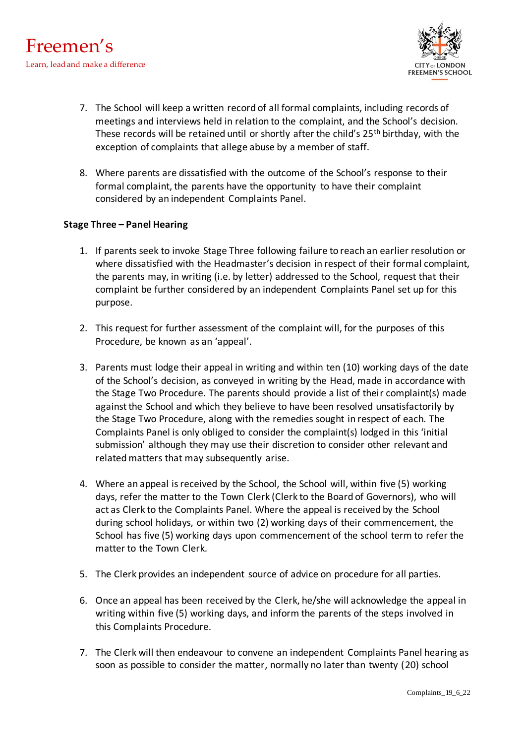7. The School will keep a written record of all formal complaints, including records of meetings and interviews held in relation to the complaint, and the School's decision. These records will be retained until or shortly after the child's 25th birthday, with the exception of complaints that allege abuse by a member of staff.

8. Where parents are dissatisfied with the outcome of the School's response to their formal complaint, the parents have the opportunity to have their complaint considered by an independent Complaints Panel.

**Stage Three – Panel Hearing**

1. If parents seek to invoke Stage Three following failure to reach an earlier resolution or where dissatisfied with the Headmaster's decision in respect of their formal complaint, the parents may, in writing (i.e. by letter) addressed to the School, request that their complaint be further considered by an independent Complaints Panel set up for this purpose.

2. This request for further assessment of the complaint will, for the purposes of this Procedure, be known as an 'appeal'.

3. Parents must lodge their appeal in writing and within ten (10) working days of the date of the School's decision, as conveyed in writing by the Head, made in accordance with the Stage Two Procedure. The parents should provide a list of their complaint(s) made against the School and which they believe to have been resolved unsatisfactorily by the Stage Two Procedure, along with the remedies sought in respect of each. The Complaints Panel is only obliged to consider the complaint(s) lodged in this 'initial submission' although they may use their discretion to consider other relevant and related matters that may subsequently arise.

4. Where an appeal is received by the School, the School will, within five (5) working days, refer the matter to the Town Clerk (Clerk to the Board of Governors), who will act as Clerk to the Complaints Panel. Where the appeal is received by the School during school holidays, or within two (2) working days of their commencement, the School has five (5) working days upon commencement of the school term to refer the matter to the Town Clerk.

5. The Clerk provides an independent source of advice on procedure for all parties.

6. Once an appeal has been received by the Clerk, he/she will acknowledge the appeal in writing within five (5) working days, and inform the parents of the steps involved in this Complaints Procedure.

7. The Clerk will then endeavour to convene an independent Complaints Panel hearing as soon as possible to consider the matter, normally no later than twenty (20) school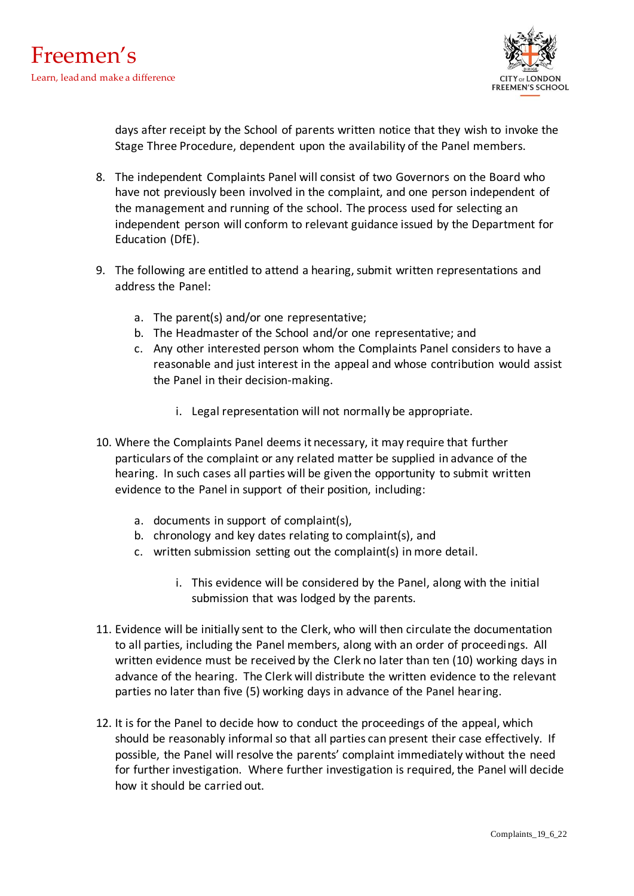days after receipt by the School of parents written notice that they wish to invoke the Stage Three Procedure, dependent upon the availability of the Panel members.

8. The independent Complaints Panel will consist of two Governors on the Board who have not previously been involved in the complaint, and one person independent of the management and running of the school. The process used for selecting an independent person will conform to relevant guidance issued by the Department for Education (DfE).

9. The following are entitled to attend a hearing, submit written representations and address the Panel:

   a. The parent(s) and/or one representative;
   b. The Headmaster of the School and/or one representative; and
   c. Any other interested person whom the Complaints Panel considers to have a reasonable and just interest in the appeal and whose contribution would assist the Panel in their decision-making.

      i. Legal representation will not normally be appropriate.

10. Where the Complaints Panel deems it necessary, it may require that further particulars of the complaint or any related matter be supplied in advance of the hearing. In such cases all parties will be given the opportunity to submit written evidence to the Panel in support of their position, including:

    a. documents in support of complaint(s),
    b. chronology and key dates relating to complaint(s), and
    c. written submission setting out the complaint(s) in more detail.

       i. This evidence will be considered by the Panel, along with the initial submission that was lodged by the parents.

11. Evidence will be initially sent to the Clerk, who will then circulate the documentation to all parties, including the Panel members, along with an order of proceedings. All written evidence must be received by the Clerk no later than ten (10) working days in advance of the hearing. The Clerk will distribute the written evidence to the relevant parties no later than five (5) working days in advance of the Panel hearing.

12. It is for the Panel to decide how to conduct the proceedings of the appeal, which should be reasonably informal so that all parties can present their case effectively. If possible, the Panel will resolve the parents' complaint immediately without the need for further investigation. Where further investigation is required, the Panel will decide how it should be carried out.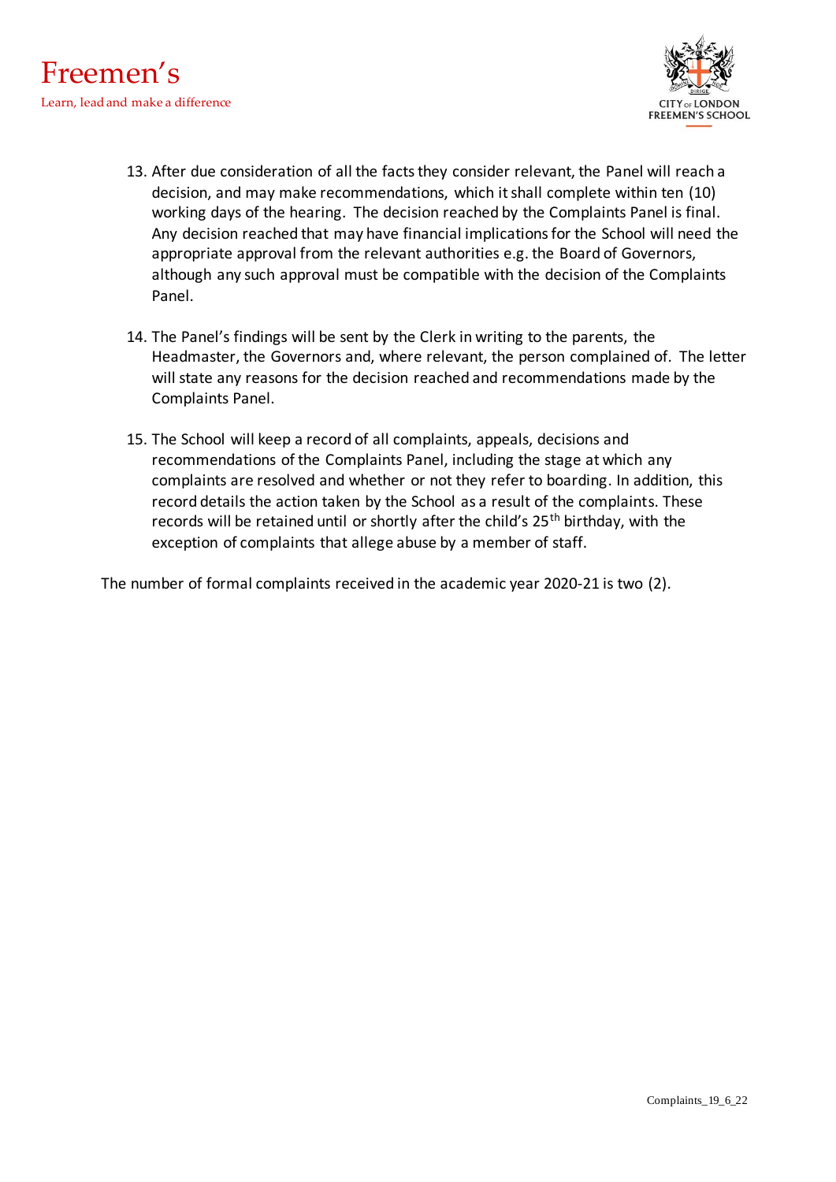13. After due consideration of all the facts they consider relevant, the Panel will reach a decision, and may make recommendations, which it shall complete within ten (10) working days of the hearing. The decision reached by the Complaints Panel is final. Any decision reached that may have financial implications for the School will need the appropriate approval from the relevant authorities e.g. the Board of Governors, although any such approval must be compatible with the decision of the Complaints Panel.

14. The Panel's findings will be sent by the Clerk in writing to the parents, the Headmaster, the Governors and, where relevant, the person complained of. The letter will state any reasons for the decision reached and recommendations made by the Complaints Panel.

15. The School will keep a record of all complaints, appeals, decisions and recommendations of the Complaints Panel, including the stage at which any complaints are resolved and whether or not they refer to boarding. In addition, this record details the action taken by the School as a result of the complaints. These records will be retained until or shortly after the child's 25th birthday, with the exception of complaints that allege abuse by a member of staff.

The number of formal complaints received in the academic year 2020-21 is two (2).